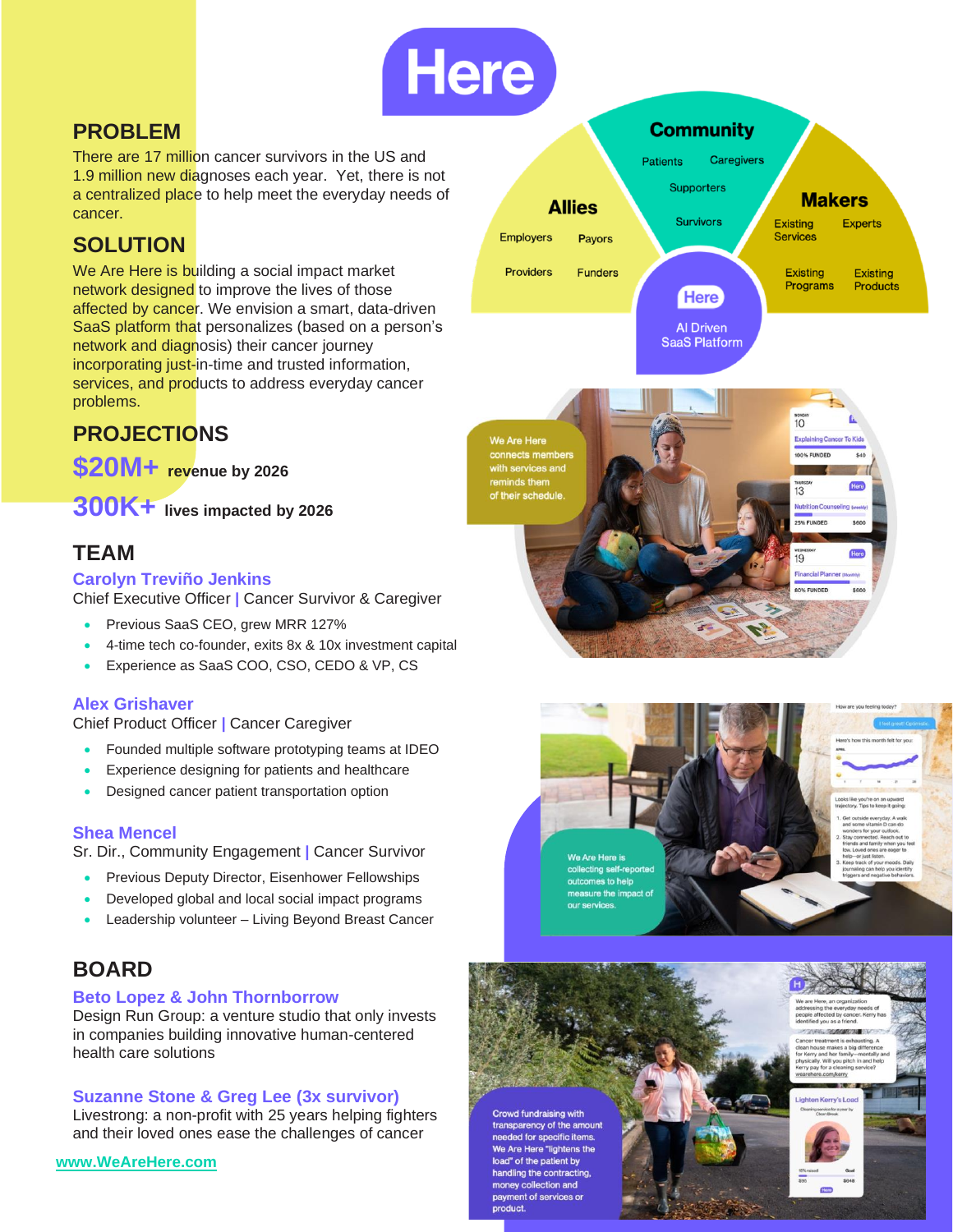# Here

## PROBLEM

There are 17 million cancer survivors in the US and 1.9 million new diagnoses each year. Yet, there is not a centralized place to help meet the everyday needs of cancer.

## SOLUTION

We Are Here is building a social impact market network designed to improve the lives of those affected by cancer. We envision a smart, data-driven SaaS platform that personalizes (based on a person's network and diagnosis) their cancer journey incorporating just-in-time and trusted information, services, and products to address everyday cancer problems.

## PROJECTIONS

**$20M+** revenue by 2026

**300K+** lives impacted by 2026

## TEAM

### Carolyn Treviño Jenkins

Chief Executive Officer | Cancer Survivor & Caregiver

- Previous SaaS CEO, grew MRR 127%
- 4-time tech co-founder, exits 8x & 10x investment capital
- Experience as SaaS COO, CSO, CEDO & VP, CS

### Alex Grishaver

Chief Product Officer | Cancer Caregiver

- Founded multiple software prototyping teams at IDEO
- Experience designing for patients and healthcare
- Designed cancer patient transportation option

### Shea Mencel

Sr. Dir., Community Engagement | Cancer Survivor

- Previous Deputy Director, Eisenhower Fellowships
- Developed global and local social impact programs
- Leadership volunteer – Living Beyond Breast Cancer

## BOARD

### Beto Lopez & John Thornborrow

Design Run Group: a venture studio that only invests in companies building innovative human-centered health care solutions

### Suzanne Stone & Greg Lee (3x survivor)

Livestrong: a non-profit with 25 years helping fighters and their loved ones ease the challenges of cancer

www.WeAreHere.com

**Community**: Patients, Caregivers, Supporters, Survivors

**Allies**: Employers, Payors, Providers, Funders

**Makers**: Existing Services, Experts, Existing Programs, Existing Products

**Here** – AI Driven SaaS Platform

We Are Here connects members with services and reminds them of their schedule.

We Are Here is collecting self-reported outcomes to help measure the impact of our services.

Crowd fundraising with transparency of the amount needed for specific items. We Are Here "lightens the load" of the patient by handling the contracting, money collection and payment of services or product.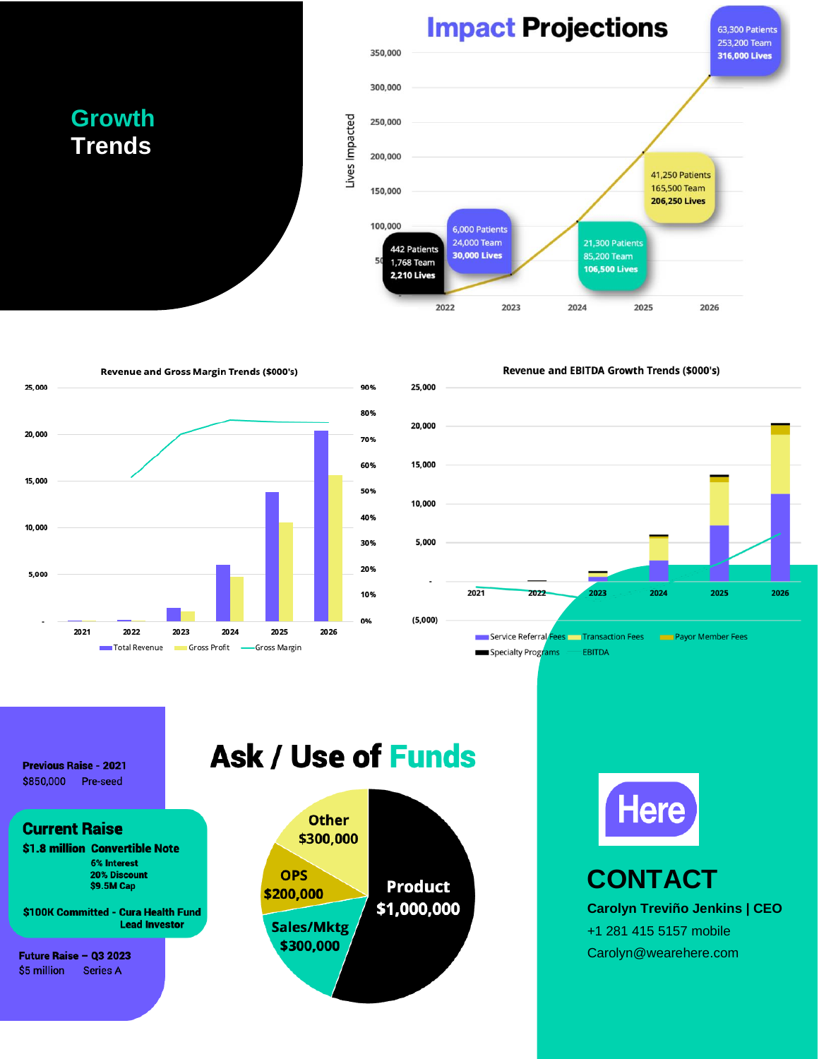# Growth Trends

## Impact Projections

Lives Impacted

350,000
300,000
250,000
200,000
150,000
100,000
50

2022 2023 2024 2025 2026

442 Patients
1,768 Team
**2,210 Lives**

6,000 Patients
24,000 Team
**30,000 Lives**

21,300 Patients
85,200 Team
**106,500 Lives**

41,250 Patients
165,500 Team
**206,250 Lives**

63,300 Patients
253,200 Team
**316,000 Lives**

**Revenue and Gross Margin Trends ($000's)**

25,000
20,000
15,000
10,000
5,000
-

90%
80%
70%
60%
50%
40%
30%
20%
10%
0%

2021 2022 2023 2024 2025 2026

Total Revenue
Gross Profit
Gross Margin

**Revenue and EBITDA Growth Trends ($000's)**

25,000
20,000
15,000
10,000
5,000
-
(5,000)

2021 2022 2023 2024 2025 2026

Service Referral Fees
Transaction Fees
Payor Member Fees
Specialty Programs
EBITDA

**Previous Raise - 2021**
$850,000 Pre-seed

## Current Raise

**$1.8 million Convertible Note**
**6% Interest**
**20% Discount**
**$9.5M Cap**

**$100K Committed - Cura Health Fund Lead Investor**

**Future Raise – Q3 2023**
$5 million Series A

## Ask / Use of Funds

Product
$1,000,000

Sales/Mktg
$300,000

OPS
$200,000

Other
$300,000

Here

## CONTACT

**Carolyn Treviño Jenkins | CEO**
+1 281 415 5157 mobile
Carolyn@wearehere.com